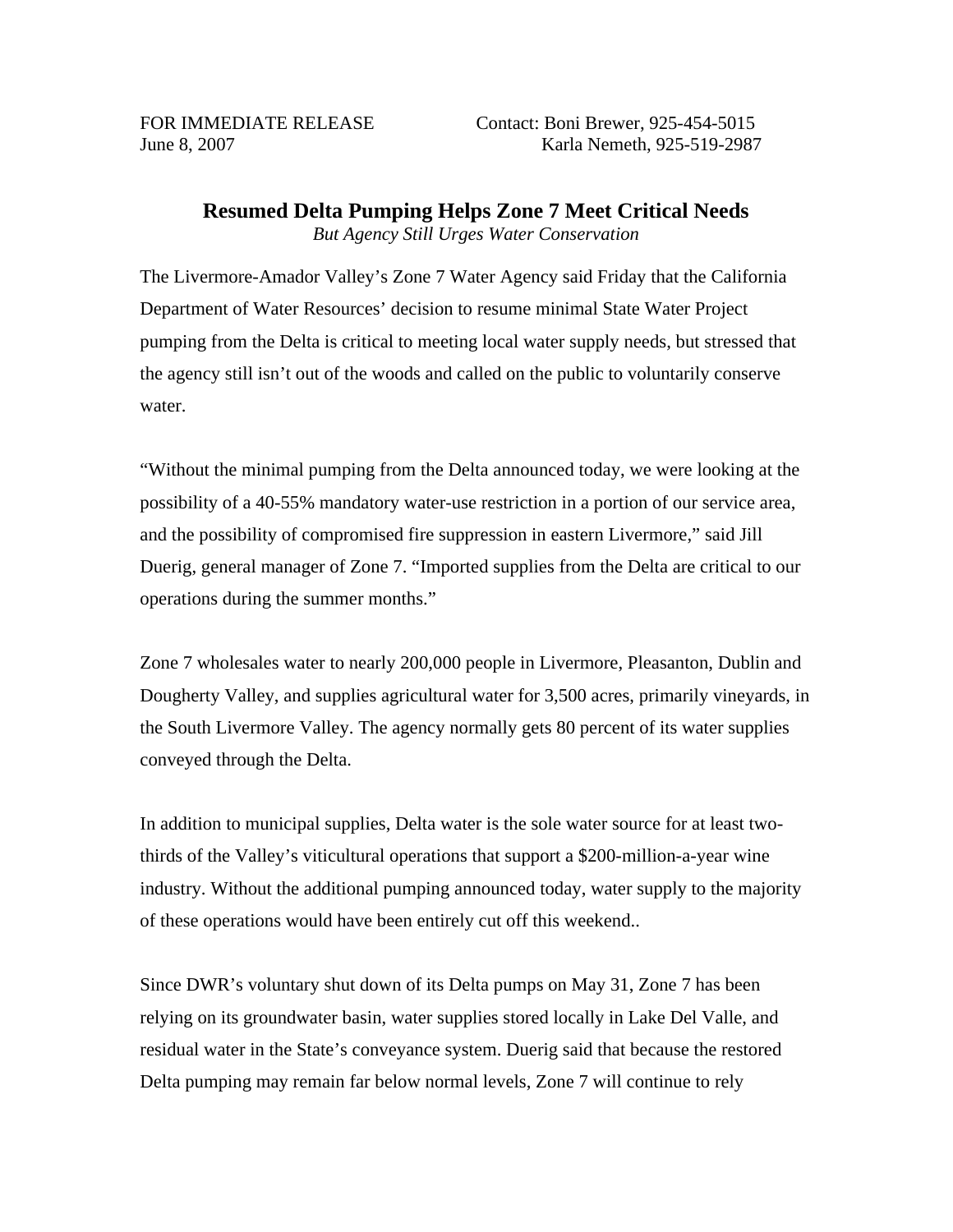FOR IMMEDIATE RELEASE Contact: Boni Brewer, 925-454-5015
June 8, 2007 Karla Nemeth, 925-519-2987

# Resumed Delta Pumping Helps Zone 7 Meet Critical Needs

*But Agency Still Urges Water Conservation*

The Livermore-Amador Valley's Zone 7 Water Agency said Friday that the California Department of Water Resources' decision to resume minimal State Water Project pumping from the Delta is critical to meeting local water supply needs, but stressed that the agency still isn't out of the woods and called on the public to voluntarily conserve water.

"Without the minimal pumping from the Delta announced today, we were looking at the possibility of a 40-55% mandatory water-use restriction in a portion of our service area, and the possibility of compromised fire suppression in eastern Livermore," said Jill Duerig, general manager of Zone 7. "Imported supplies from the Delta are critical to our operations during the summer months."

Zone 7 wholesales water to nearly 200,000 people in Livermore, Pleasanton, Dublin and Dougherty Valley, and supplies agricultural water for 3,500 acres, primarily vineyards, in the South Livermore Valley. The agency normally gets 80 percent of its water supplies conveyed through the Delta.

In addition to municipal supplies, Delta water is the sole water source for at least two-thirds of the Valley's viticultural operations that support a $200-million-a-year wine industry. Without the additional pumping announced today, water supply to the majority of these operations would have been entirely cut off this weekend..

Since DWR's voluntary shut down of its Delta pumps on May 31, Zone 7 has been relying on its groundwater basin, water supplies stored locally in Lake Del Valle, and residual water in the State's conveyance system. Duerig said that because the restored Delta pumping may remain far below normal levels, Zone 7 will continue to rely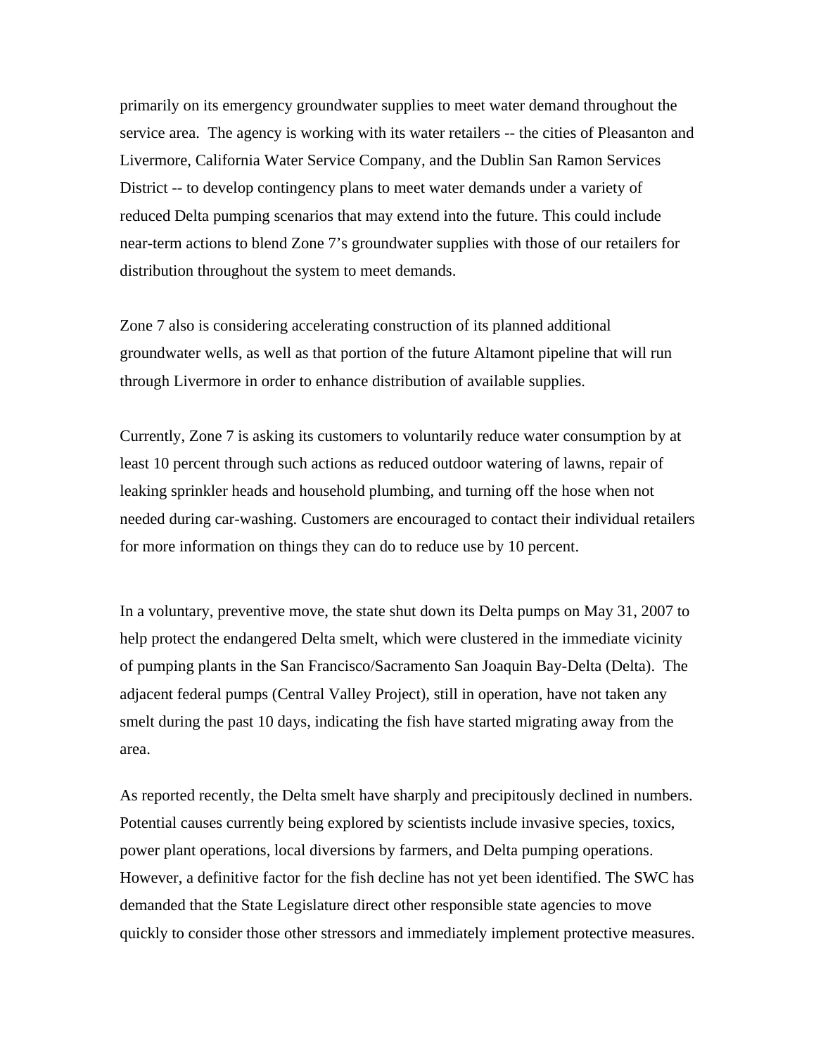primarily on its emergency groundwater supplies to meet water demand throughout the service area. The agency is working with its water retailers -- the cities of Pleasanton and Livermore, California Water Service Company, and the Dublin San Ramon Services District -- to develop contingency plans to meet water demands under a variety of reduced Delta pumping scenarios that may extend into the future. This could include near-term actions to blend Zone 7's groundwater supplies with those of our retailers for distribution throughout the system to meet demands.

Zone 7 also is considering accelerating construction of its planned additional groundwater wells, as well as that portion of the future Altamont pipeline that will run through Livermore in order to enhance distribution of available supplies.

Currently, Zone 7 is asking its customers to voluntarily reduce water consumption by at least 10 percent through such actions as reduced outdoor watering of lawns, repair of leaking sprinkler heads and household plumbing, and turning off the hose when not needed during car-washing. Customers are encouraged to contact their individual retailers for more information on things they can do to reduce use by 10 percent.

In a voluntary, preventive move, the state shut down its Delta pumps on May 31, 2007 to help protect the endangered Delta smelt, which were clustered in the immediate vicinity of pumping plants in the San Francisco/Sacramento San Joaquin Bay-Delta (Delta). The adjacent federal pumps (Central Valley Project), still in operation, have not taken any smelt during the past 10 days, indicating the fish have started migrating away from the area.

As reported recently, the Delta smelt have sharply and precipitously declined in numbers. Potential causes currently being explored by scientists include invasive species, toxics, power plant operations, local diversions by farmers, and Delta pumping operations. However, a definitive factor for the fish decline has not yet been identified. The SWC has demanded that the State Legislature direct other responsible state agencies to move quickly to consider those other stressors and immediately implement protective measures.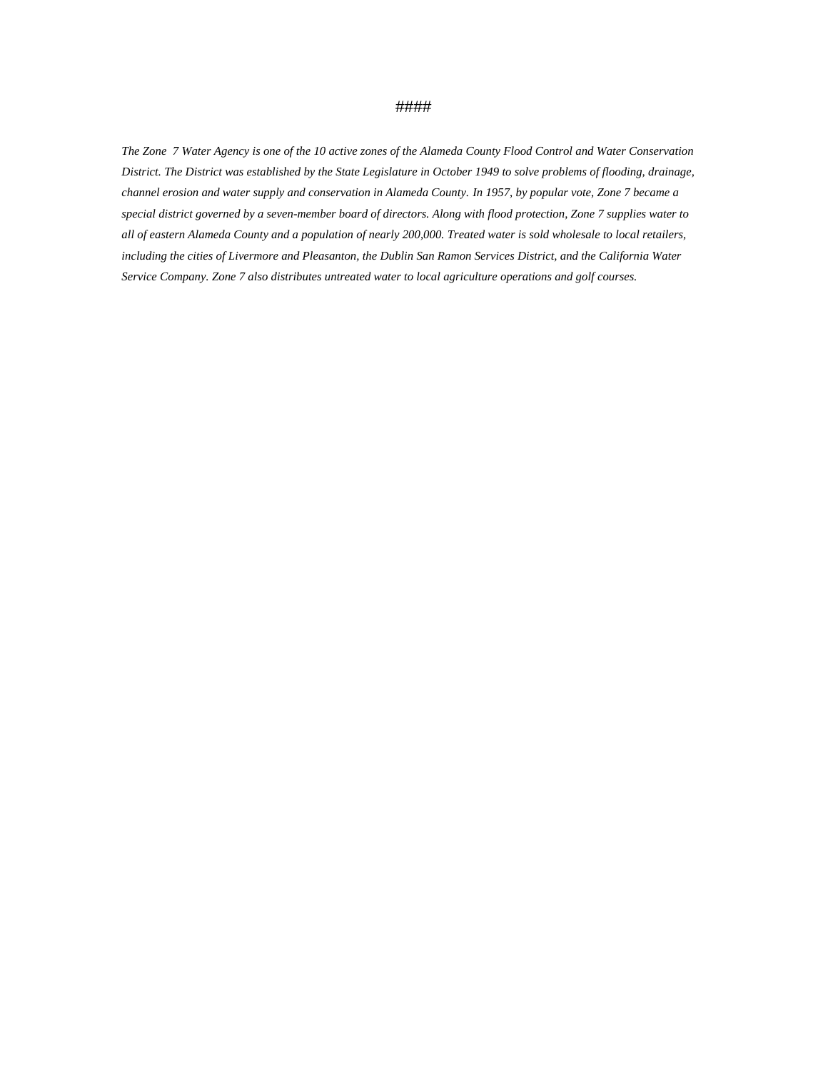####

*The Zone 7 Water Agency is one of the 10 active zones of the Alameda County Flood Control and Water Conservation District. The District was established by the State Legislature in October 1949 to solve problems of flooding, drainage, channel erosion and water supply and conservation in Alameda County. In 1957, by popular vote, Zone 7 became a special district governed by a seven-member board of directors. Along with flood protection, Zone 7 supplies water to all of eastern Alameda County and a population of nearly 200,000. Treated water is sold wholesale to local retailers, including the cities of Livermore and Pleasanton, the Dublin San Ramon Services District, and the California Water Service Company. Zone 7 also distributes untreated water to local agriculture operations and golf courses.*